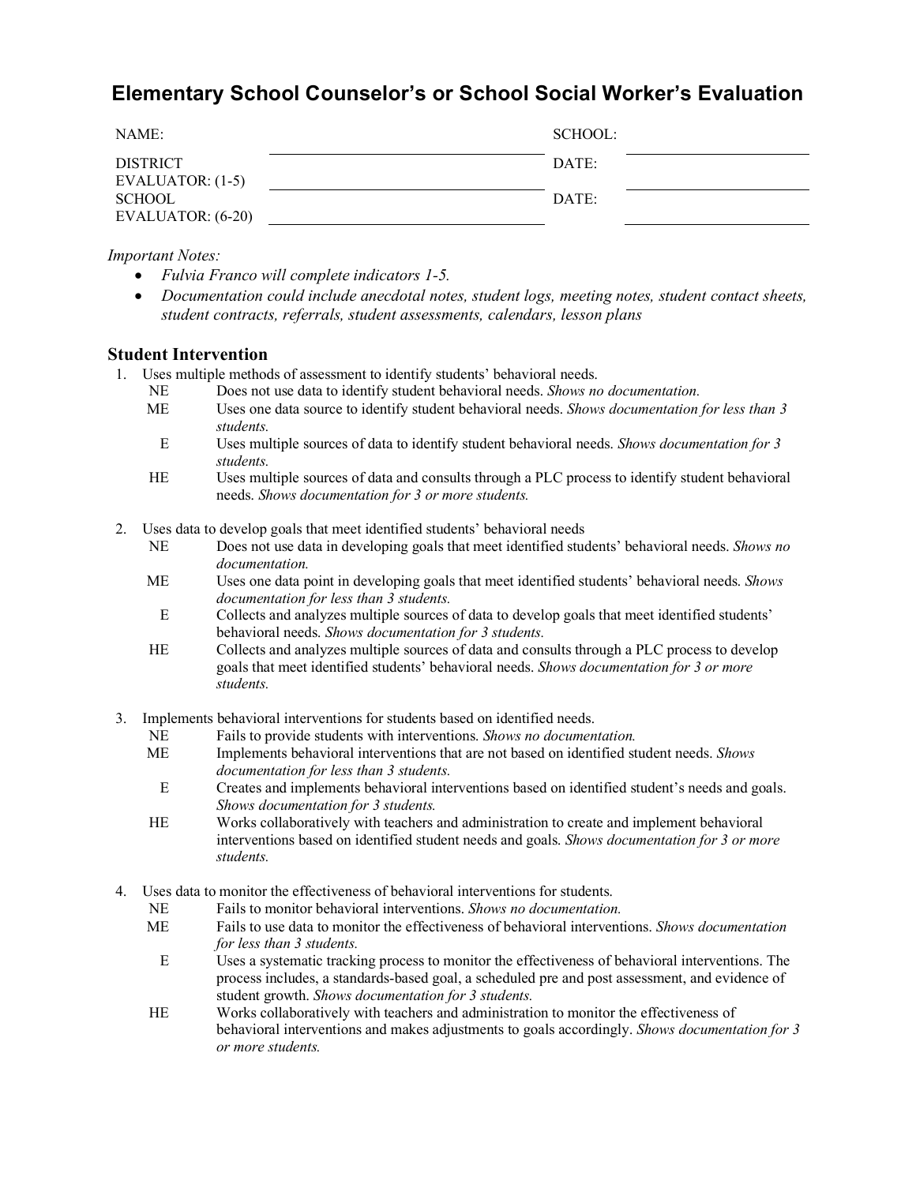# Elementary School Counselor's or School Social Worker's Evaluation

| | | | |
|---|---|---|---|
| NAME: | | SCHOOL: | |
| DISTRICT EVALUATOR: (1-5) | | DATE: | |
| SCHOOL EVALUATOR: (6-20) | | DATE: | |

*Important Notes:*

- *Fulvia Franco will complete indicators 1-5.*
- *Documentation could include anecdotal notes, student logs, meeting notes, student contact sheets, student contracts, referrals, student assessments, calendars, lesson plans*

## Student Intervention

1. Uses multiple methods of assessment to identify students' behavioral needs.
   - NE — Does not use data to identify student behavioral needs. *Shows no documentation.*
   - ME — Uses one data source to identify student behavioral needs. *Shows documentation for less than 3 students.*
   - E — Uses multiple sources of data to identify student behavioral needs. *Shows documentation for 3 students.*
   - HE — Uses multiple sources of data and consults through a PLC process to identify student behavioral needs. *Shows documentation for 3 or more students.*

2. Uses data to develop goals that meet identified students' behavioral needs
   - NE — Does not use data in developing goals that meet identified students' behavioral needs. *Shows no documentation.*
   - ME — Uses one data point in developing goals that meet identified students' behavioral needs. *Shows documentation for less than 3 students.*
   - E — Collects and analyzes multiple sources of data to develop goals that meet identified students' behavioral needs. *Shows documentation for 3 students.*
   - HE — Collects and analyzes multiple sources of data and consults through a PLC process to develop goals that meet identified students' behavioral needs. *Shows documentation for 3 or more students.*

3. Implements behavioral interventions for students based on identified needs.
   - NE — Fails to provide students with interventions. *Shows no documentation.*
   - ME — Implements behavioral interventions that are not based on identified student needs. *Shows documentation for less than 3 students.*
   - E — Creates and implements behavioral interventions based on identified student's needs and goals. *Shows documentation for 3 students.*
   - HE — Works collaboratively with teachers and administration to create and implement behavioral interventions based on identified student needs and goals. *Shows documentation for 3 or more students.*

4. Uses data to monitor the effectiveness of behavioral interventions for students.
   - NE — Fails to monitor behavioral interventions. *Shows no documentation.*
   - ME — Fails to use data to monitor the effectiveness of behavioral interventions. *Shows documentation for less than 3 students.*
   - E — Uses a systematic tracking process to monitor the effectiveness of behavioral interventions. The process includes, a standards-based goal, a scheduled pre and post assessment, and evidence of student growth. *Shows documentation for 3 students.*
   - HE — Works collaboratively with teachers and administration to monitor the effectiveness of behavioral interventions and makes adjustments to goals accordingly. *Shows documentation for 3 or more students.*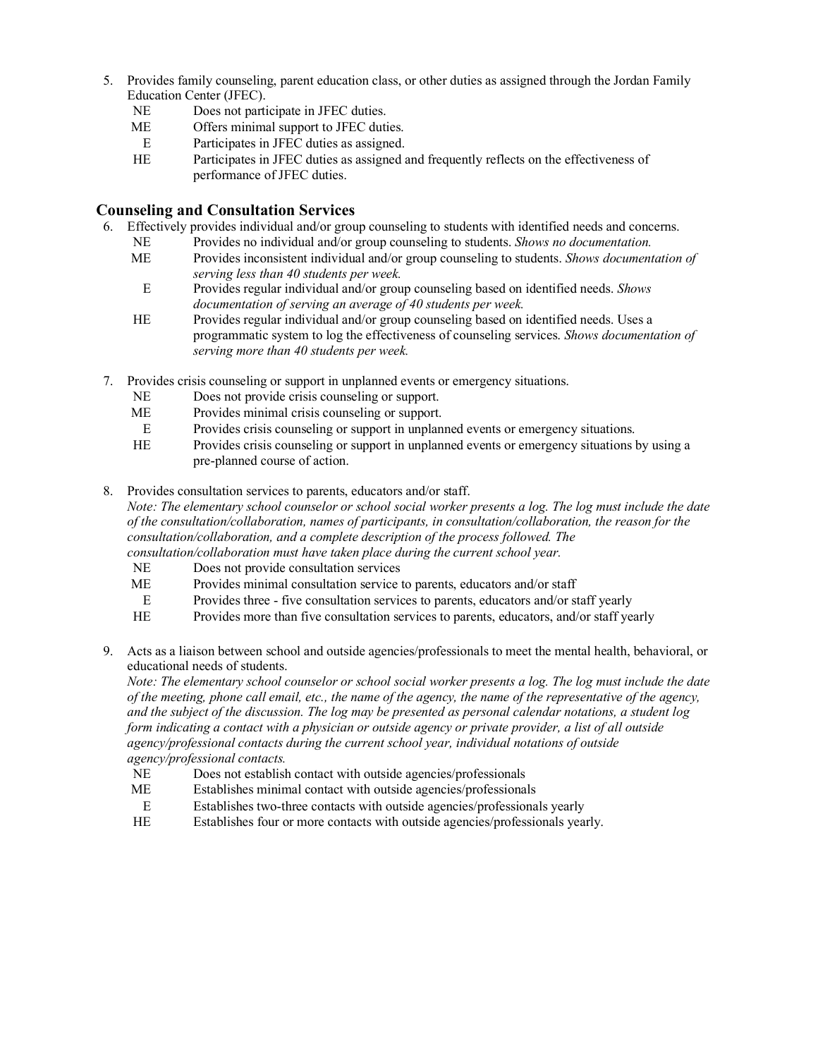5. Provides family counseling, parent education class, or other duties as assigned through the Jordan Family Education Center (JFEC).
   - NE Does not participate in JFEC duties.
   - ME Offers minimal support to JFEC duties.
   - E Participates in JFEC duties as assigned.
   - HE Participates in JFEC duties as assigned and frequently reflects on the effectiveness of performance of JFEC duties.

## Counseling and Consultation Services

6. Effectively provides individual and/or group counseling to students with identified needs and concerns.
   - NE Provides no individual and/or group counseling to students. *Shows no documentation.*
   - ME Provides inconsistent individual and/or group counseling to students. *Shows documentation of serving less than 40 students per week.*
   - E Provides regular individual and/or group counseling based on identified needs. *Shows documentation of serving an average of 40 students per week.*
   - HE Provides regular individual and/or group counseling based on identified needs. Uses a programmatic system to log the effectiveness of counseling services. *Shows documentation of serving more than 40 students per week.*

7. Provides crisis counseling or support in unplanned events or emergency situations.
   - NE Does not provide crisis counseling or support.
   - ME Provides minimal crisis counseling or support.
   - E Provides crisis counseling or support in unplanned events or emergency situations.
   - HE Provides crisis counseling or support in unplanned events or emergency situations by using a pre-planned course of action.

8. Provides consultation services to parents, educators and/or staff.
   *Note: The elementary school counselor or school social worker presents a log. The log must include the date of the consultation/collaboration, names of participants, in consultation/collaboration, the reason for the consultation/collaboration, and a complete description of the process followed. The consultation/collaboration must have taken place during the current school year.*
   - NE Does not provide consultation services
   - ME Provides minimal consultation service to parents, educators and/or staff
   - E Provides three - five consultation services to parents, educators and/or staff yearly
   - HE Provides more than five consultation services to parents, educators, and/or staff yearly

9. Acts as a liaison between school and outside agencies/professionals to meet the mental health, behavioral, or educational needs of students.
   *Note: The elementary school counselor or school social worker presents a log. The log must include the date of the meeting, phone call email, etc., the name of the agency, the name of the representative of the agency, and the subject of the discussion. The log may be presented as personal calendar notations, a student log form indicating a contact with a physician or outside agency or private provider, a list of all outside agency/professional contacts during the current school year, individual notations of outside agency/professional contacts.*
   - NE Does not establish contact with outside agencies/professionals
   - ME Establishes minimal contact with outside agencies/professionals
   - E Establishes two-three contacts with outside agencies/professionals yearly
   - HE Establishes four or more contacts with outside agencies/professionals yearly.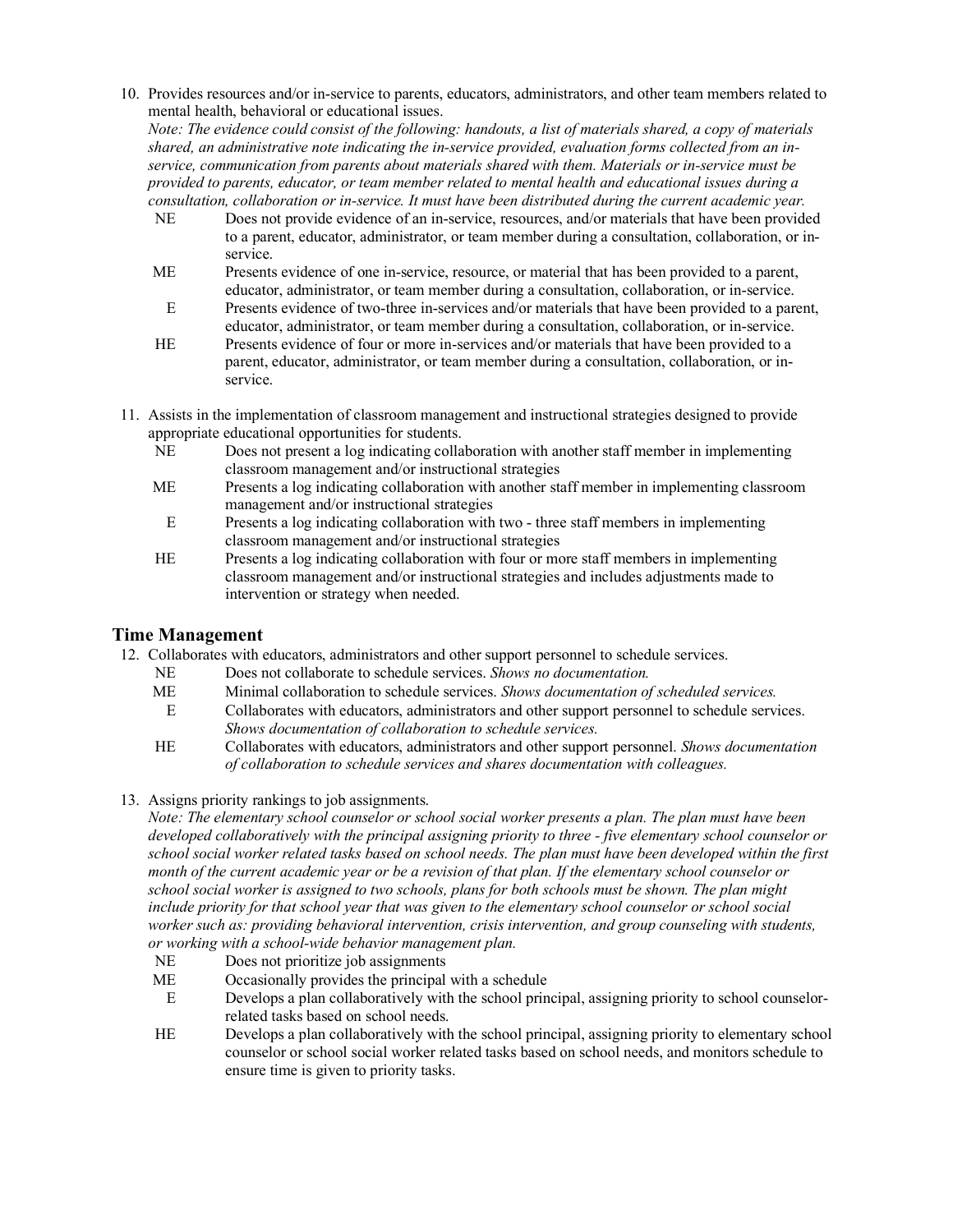10. Provides resources and/or in-service to parents, educators, administrators, and other team members related to mental health, behavioral or educational issues.
    *Note: The evidence could consist of the following: handouts, a list of materials shared, a copy of materials shared, an administrative note indicating the in-service provided, evaluation forms collected from an in-service, communication from parents about materials shared with them. Materials or in-service must be provided to parents, educator, or team member related to mental health and educational issues during a consultation, collaboration or in-service. It must have been distributed during the current academic year.*
    - NE — Does not provide evidence of an in-service, resources, and/or materials that have been provided to a parent, educator, administrator, or team member during a consultation, collaboration, or in-service.
    - ME — Presents evidence of one in-service, resource, or material that has been provided to a parent, educator, administrator, or team member during a consultation, collaboration, or in-service.
    - E — Presents evidence of two-three in-services and/or materials that have been provided to a parent, educator, administrator, or team member during a consultation, collaboration, or in-service.
    - HE — Presents evidence of four or more in-services and/or materials that have been provided to a parent, educator, administrator, or team member during a consultation, collaboration, or in-service.

11. Assists in the implementation of classroom management and instructional strategies designed to provide appropriate educational opportunities for students.
    - NE — Does not present a log indicating collaboration with another staff member in implementing classroom management and/or instructional strategies
    - ME — Presents a log indicating collaboration with another staff member in implementing classroom management and/or instructional strategies
    - E — Presents a log indicating collaboration with two - three staff members in implementing classroom management and/or instructional strategies
    - HE — Presents a log indicating collaboration with four or more staff members in implementing classroom management and/or instructional strategies and includes adjustments made to intervention or strategy when needed.

## Time Management

12. Collaborates with educators, administrators and other support personnel to schedule services.
    - NE — Does not collaborate to schedule services. *Shows no documentation.*
    - ME — Minimal collaboration to schedule services. *Shows documentation of scheduled services.*
    - E — Collaborates with educators, administrators and other support personnel to schedule services. *Shows documentation of collaboration to schedule services.*
    - HE — Collaborates with educators, administrators and other support personnel. *Shows documentation of collaboration to schedule services and shares documentation with colleagues.*

13. Assigns priority rankings to job assignments.
    *Note: The elementary school counselor or school social worker presents a plan. The plan must have been developed collaboratively with the principal assigning priority to three - five elementary school counselor or school social worker related tasks based on school needs. The plan must have been developed within the first month of the current academic year or be a revision of that plan. If the elementary school counselor or school social worker is assigned to two schools, plans for both schools must be shown. The plan might include priority for that school year that was given to the elementary school counselor or school social worker such as: providing behavioral intervention, crisis intervention, and group counseling with students, or working with a school-wide behavior management plan.*
    - NE — Does not prioritize job assignments
    - ME — Occasionally provides the principal with a schedule
    - E — Develops a plan collaboratively with the school principal, assigning priority to school counselor-related tasks based on school needs.
    - HE — Develops a plan collaboratively with the school principal, assigning priority to elementary school counselor or school social worker related tasks based on school needs, and monitors schedule to ensure time is given to priority tasks.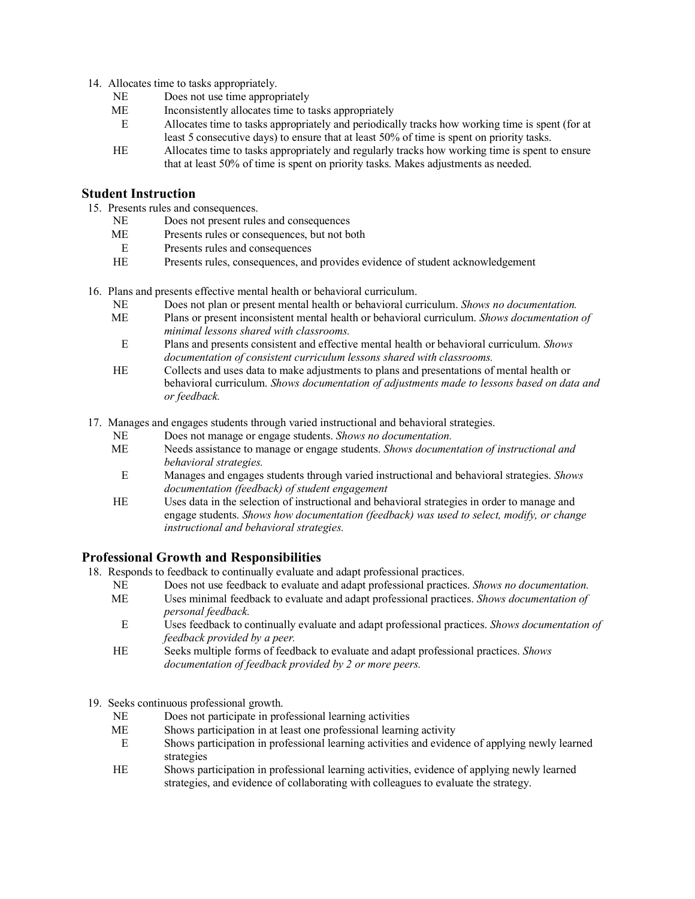14. Allocates time to tasks appropriately.
    - NE — Does not use time appropriately
    - ME — Inconsistently allocates time to tasks appropriately
    - E — Allocates time to tasks appropriately and periodically tracks how working time is spent (for at least 5 consecutive days) to ensure that at least 50% of time is spent on priority tasks.
    - HE — Allocates time to tasks appropriately and regularly tracks how working time is spent to ensure that at least 50% of time is spent on priority tasks. Makes adjustments as needed.

## Student Instruction

15. Presents rules and consequences.
    - NE — Does not present rules and consequences
    - ME — Presents rules or consequences, but not both
    - E — Presents rules and consequences
    - HE — Presents rules, consequences, and provides evidence of student acknowledgement

16. Plans and presents effective mental health or behavioral curriculum.
    - NE — Does not plan or present mental health or behavioral curriculum. *Shows no documentation.*
    - ME — Plans or present inconsistent mental health or behavioral curriculum. *Shows documentation of minimal lessons shared with classrooms.*
    - E — Plans and presents consistent and effective mental health or behavioral curriculum. *Shows documentation of consistent curriculum lessons shared with classrooms.*
    - HE — Collects and uses data to make adjustments to plans and presentations of mental health or behavioral curriculum. *Shows documentation of adjustments made to lessons based on data and or feedback.*

17. Manages and engages students through varied instructional and behavioral strategies.
    - NE — Does not manage or engage students. *Shows no documentation.*
    - ME — Needs assistance to manage or engage students. *Shows documentation of instructional and behavioral strategies.*
    - E — Manages and engages students through varied instructional and behavioral strategies. *Shows documentation (feedback) of student engagement*
    - HE — Uses data in the selection of instructional and behavioral strategies in order to manage and engage students. *Shows how documentation (feedback) was used to select, modify, or change instructional and behavioral strategies.*

## Professional Growth and Responsibilities

18. Responds to feedback to continually evaluate and adapt professional practices.
    - NE — Does not use feedback to evaluate and adapt professional practices. *Shows no documentation.*
    - ME — Uses minimal feedback to evaluate and adapt professional practices. *Shows documentation of personal feedback.*
    - E — Uses feedback to continually evaluate and adapt professional practices. *Shows documentation of feedback provided by a peer.*
    - HE — Seeks multiple forms of feedback to evaluate and adapt professional practices. *Shows documentation of feedback provided by 2 or more peers.*

19. Seeks continuous professional growth.
    - NE — Does not participate in professional learning activities
    - ME — Shows participation in at least one professional learning activity
    - E — Shows participation in professional learning activities and evidence of applying newly learned strategies
    - HE — Shows participation in professional learning activities, evidence of applying newly learned strategies, and evidence of collaborating with colleagues to evaluate the strategy.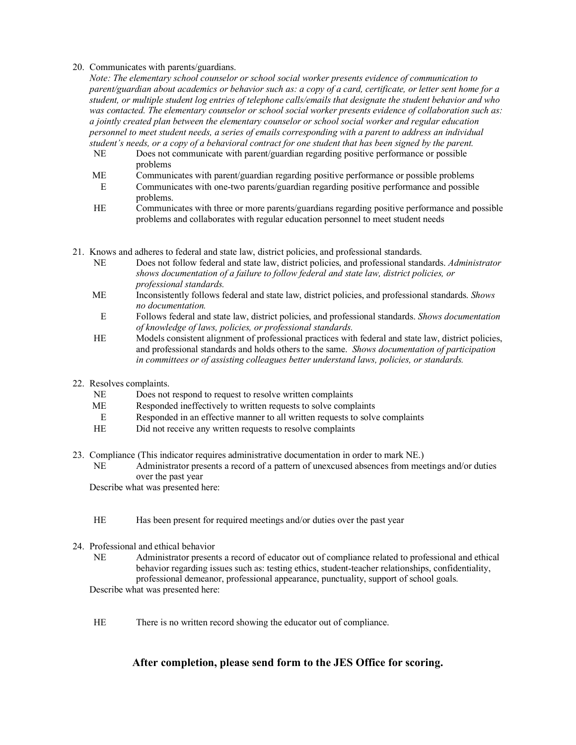20. Communicates with parents/guardians.

    *Note: The elementary school counselor or school social worker presents evidence of communication to parent/guardian about academics or behavior such as: a copy of a card, certificate, or letter sent home for a student, or multiple student log entries of telephone calls/emails that designate the student behavior and who was contacted. The elementary counselor or school social worker presents evidence of collaboration such as: a jointly created plan between the elementary counselor or school social worker and regular education personnel to meet student needs, a series of emails corresponding with a parent to address an individual student's needs, or a copy of a behavioral contract for one student that has been signed by the parent.*

    - NE — Does not communicate with parent/guardian regarding positive performance or possible problems
    - ME — Communicates with parent/guardian regarding positive performance or possible problems
    - E — Communicates with one-two parents/guardian regarding positive performance and possible problems.
    - HE — Communicates with three or more parents/guardians regarding positive performance and possible problems and collaborates with regular education personnel to meet student needs

21. Knows and adheres to federal and state law, district policies, and professional standards.

    - NE — Does not follow federal and state law, district policies, and professional standards. *Administrator shows documentation of a failure to follow federal and state law, district policies, or professional standards.*
    - ME — Inconsistently follows federal and state law, district policies, and professional standards. *Shows no documentation.*
    - E — Follows federal and state law, district policies, and professional standards. *Shows documentation of knowledge of laws, policies, or professional standards.*
    - HE — Models consistent alignment of professional practices with federal and state law, district policies, and professional standards and holds others to the same. *Shows documentation of participation in committees or of assisting colleagues better understand laws, policies, or standards.*

22. Resolves complaints.

    - NE — Does not respond to request to resolve written complaints
    - ME — Responded ineffectively to written requests to solve complaints
    - E — Responded in an effective manner to all written requests to solve complaints
    - HE — Did not receive any written requests to resolve complaints

23. Compliance (This indicator requires administrative documentation in order to mark NE.)

    - NE — Administrator presents a record of a pattern of unexcused absences from meetings and/or duties over the past year

    Describe what was presented here:

    - HE — Has been present for required meetings and/or duties over the past year

24. Professional and ethical behavior

    - NE — Administrator presents a record of educator out of compliance related to professional and ethical behavior regarding issues such as: testing ethics, student-teacher relationships, confidentiality, professional demeanor, professional appearance, punctuality, support of school goals.

    Describe what was presented here:

    - HE — There is no written record showing the educator out of compliance.

**After completion, please send form to the JES Office for scoring.**